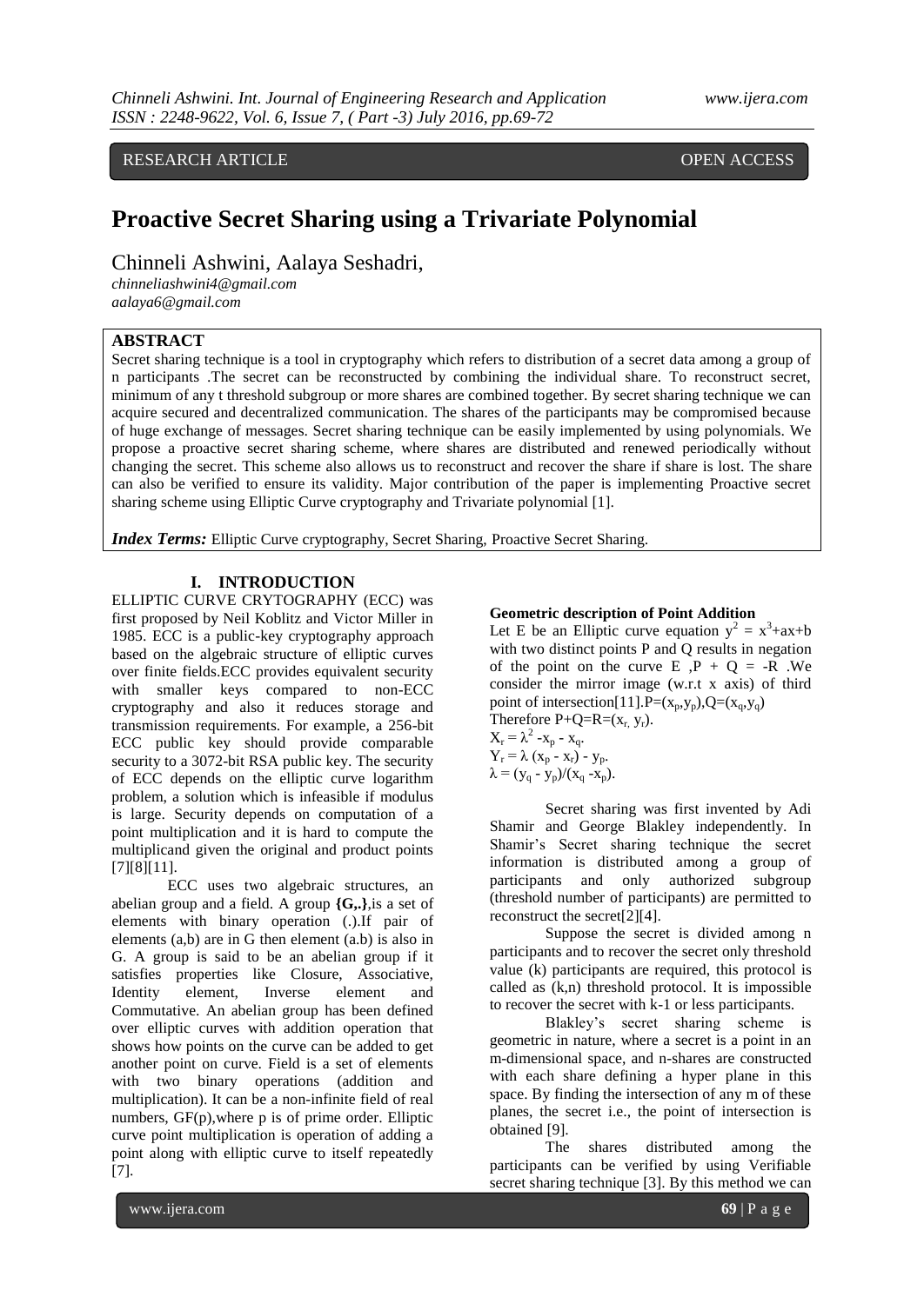RESEARCH ARTICLE OPEN ACCESS

# Proactive Secret Sharing using a Trivariate Polynomial

Chinneli Ashwini, Aalaya Seshadri,

*chinneliashwini4@gmail.com*
*aalaya6@gmail.com*

## ABSTRACT

Secret sharing technique is a tool in cryptography which refers to distribution of a secret data among a group of n participants .The secret can be reconstructed by combining the individual share. To reconstruct secret, minimum of any t threshold subgroup or more shares are combined together. By secret sharing technique we can acquire secured and decentralized communication. The shares of the participants may be compromised because of huge exchange of messages. Secret sharing technique can be easily implemented by using polynomials. We propose a proactive secret sharing scheme, where shares are distributed and renewed periodically without changing the secret. This scheme also allows us to reconstruct and recover the share if share is lost. The share can also be verified to ensure its validity. Major contribution of the paper is implementing Proactive secret sharing scheme using Elliptic Curve cryptography and Trivariate polynomial [1].

***Index Terms:*** Elliptic Curve cryptography, Secret Sharing, Proactive Secret Sharing.

## I. INTRODUCTION

ELLIPTIC CURVE CRYTOGRAPHY (ECC) was first proposed by Neil Koblitz and Victor Miller in 1985. ECC is a public-key cryptography approach based on the algebraic structure of elliptic curves over finite fields.ECC provides equivalent security with smaller keys compared to non-ECC cryptography and also it reduces storage and transmission requirements. For example, a 256-bit ECC public key should provide comparable security to a 3072-bit RSA public key. The security of ECC depends on the elliptic curve logarithm problem, a solution which is infeasible if modulus is large. Security depends on computation of a point multiplication and it is hard to compute the multiplicand given the original and product points [7][8][11].

ECC uses two algebraic structures, an abelian group and a field. A group **{G,.}**,is a set of elements with binary operation (.).If pair of elements (a,b) are in G then element (a.b) is also in G. A group is said to be an abelian group if it satisfies properties like Closure, Associative, Identity element, Inverse element and Commutative. An abelian group has been defined over elliptic curves with addition operation that shows how points on the curve can be added to get another point on curve. Field is a set of elements with two binary operations (addition and multiplication). It can be a non-infinite field of real numbers, GF(p),where p is of prime order. Elliptic curve point multiplication is operation of adding a point along with elliptic curve to itself repeatedly [7].

**Geometric description of Point Addition**

Let E be an Elliptic curve equation $y^2 = x^3+ax+b$ with two distinct points P and Q results in negation of the point on the curve E ,$P + Q = -R$ .We consider the mirror image (w.r.t x axis) of third point of intersection[11].$P=(x_p,y_p)$,$Q=(x_q,y_q)$

Therefore $P+Q=R=(x_r, y_r)$.

$X_r = \lambda^2 - x_p - x_q$.

$Y_r = \lambda (x_p - x_r) - y_p$.

$\lambda = (y_q - y_p)/(x_q - x_p)$.

Secret sharing was first invented by Adi Shamir and George Blakley independently. In Shamir's Secret sharing technique the secret information is distributed among a group of participants and only authorized subgroup (threshold number of participants) are permitted to reconstruct the secret[2][4].

Suppose the secret is divided among n participants and to recover the secret only threshold value (k) participants are required, this protocol is called as (k,n) threshold protocol. It is impossible to recover the secret with k-1 or less participants.

Blakley's secret sharing scheme is geometric in nature, where a secret is a point in an m-dimensional space, and n-shares are constructed with each share defining a hyper plane in this space. By finding the intersection of any m of these planes, the secret i.e., the point of intersection is obtained [9].

The shares distributed among the participants can be verified by using Verifiable secret sharing technique [3]. By this method we can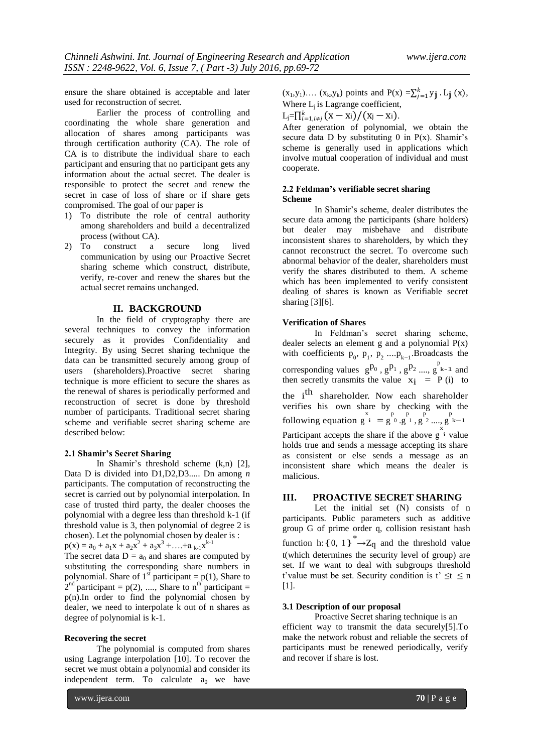ensure the share obtained is acceptable and later used for reconstruction of secret.

Earlier the process of controlling and coordinating the whole share generation and allocation of shares among participants was through certification authority (CA). The role of CA is to distribute the individual share to each participant and ensuring that no participant gets any information about the actual secret. The dealer is responsible to protect the secret and renew the secret in case of loss of share or if share gets compromised. The goal of our paper is

1) To distribute the role of central authority among shareholders and build a decentralized process (without CA).
2) To construct a secure long lived communication by using our Proactive Secret sharing scheme which construct, distribute, verify, re-cover and renew the shares but the actual secret remains unchanged.

## II. BACKGROUND

In the field of cryptography there are several techniques to convey the information securely as it provides Confidentiality and Integrity. By using Secret sharing technique the data can be transmitted securely among group of users (shareholders).Proactive secret sharing technique is more efficient to secure the shares as the renewal of shares is periodically performed and reconstruction of secret is done by threshold number of participants. Traditional secret sharing scheme and verifiable secret sharing scheme are described below:

### 2.1 Shamir's Secret Sharing

In Shamir's threshold scheme (k,n) [2], Data D is divided into D1,D2,D3..... Dn among *n* participants. The computation of reconstructing the secret is carried out by polynomial interpolation. In case of trusted third party, the dealer chooses the polynomial with a degree less than threshold k-1 (if threshold value is 3, then polynomial of degree 2 is chosen). Let the polynomial chosen by dealer is : $p(x) = a_0 + a_1x + a_2x^2 + a_3x^3 + \ldots + a_{k-1}x^{k-1}$

The secret data $D = a_0$ and shares are computed by substituting the corresponding share numbers in polynomial. Share of 1[st] participant = p(1), Share to 2[nd] participant = p(2), ...., Share to n[th] participant = p(n).In order to find the polynomial chosen by dealer, we need to interpolate k out of n shares as degree of polynomial is k-1.

#### Recovering the secret

The polynomial is computed from shares using Lagrange interpolation [10]. To recover the secret we must obtain a polynomial and consider its independent term. To calculate $a_0$ we have $(x_1,y_1)\ldots.\ (x_k,y_k)$ points and $P(x) = \sum_{j=1}^{k} y_j \cdot L_j\,(x)$, Where $L_j$ is Lagrange coefficient,

$L_j = \prod_{i=1, i \neq j}^{k} (x - x_i)/(x_j - x_i)$.

After generation of polynomial, we obtain the secure data D by substituting 0 in P(x). Shamir's scheme is generally used in applications which involve mutual cooperation of individual and must cooperate.

### 2.2 Feldman's verifiable secret sharing Scheme

In Shamir's scheme, dealer distributes the secure data among the participants (share holders) but dealer may misbehave and distribute inconsistent shares to shareholders, by which they cannot reconstruct the secret. To overcome such abnormal behavior of the dealer, shareholders must verify the shares distributed to them. A scheme which has been implemented to verify consistent dealing of shares is known as Verifiable secret sharing [3][6].

#### Verification of Shares

In Feldman's secret sharing scheme, dealer selects an element g and a polynomial P(x) with coefficients $p_0, p_1, p_2 \ldots p_{k-1}$.Broadcasts the corresponding values $g^{p_0}, g^{p_1}, g^{p_2} \ldots, g^{p_{k-1}}$ and then secretly transmits the value $x_i = P(i)$ to the $i^{th}$ shareholder. Now each shareholder verifies his own share by checking with the following equation $g^{x_i} = g^{p_0} . g^{p_1}, g^{p_2} \ldots, g^{p_{k-1}}$

Participant accepts the share if the above $g^{x_i}$ value holds true and sends a message accepting its share as consistent or else sends a message as an inconsistent share which means the dealer is malicious.

## III. PROACTIVE SECRET SHARING

Let the initial set (N) consists of n participants. Public parameters such as additive group G of prime order q, collision resistant hash function $h: \{0, 1\}^* \rightarrow Z_q$ and the threshold value t(which determines the security level of group) are set. If we want to deal with subgroups threshold t'value must be set. Security condition is $t' \leq t \leq n$ [1].

### 3.1 Description of our proposal

Proactive Secret sharing technique is an efficient way to transmit the data securely[5].To make the network robust and reliable the secrets of participants must be renewed periodically, verify and recover if share is lost.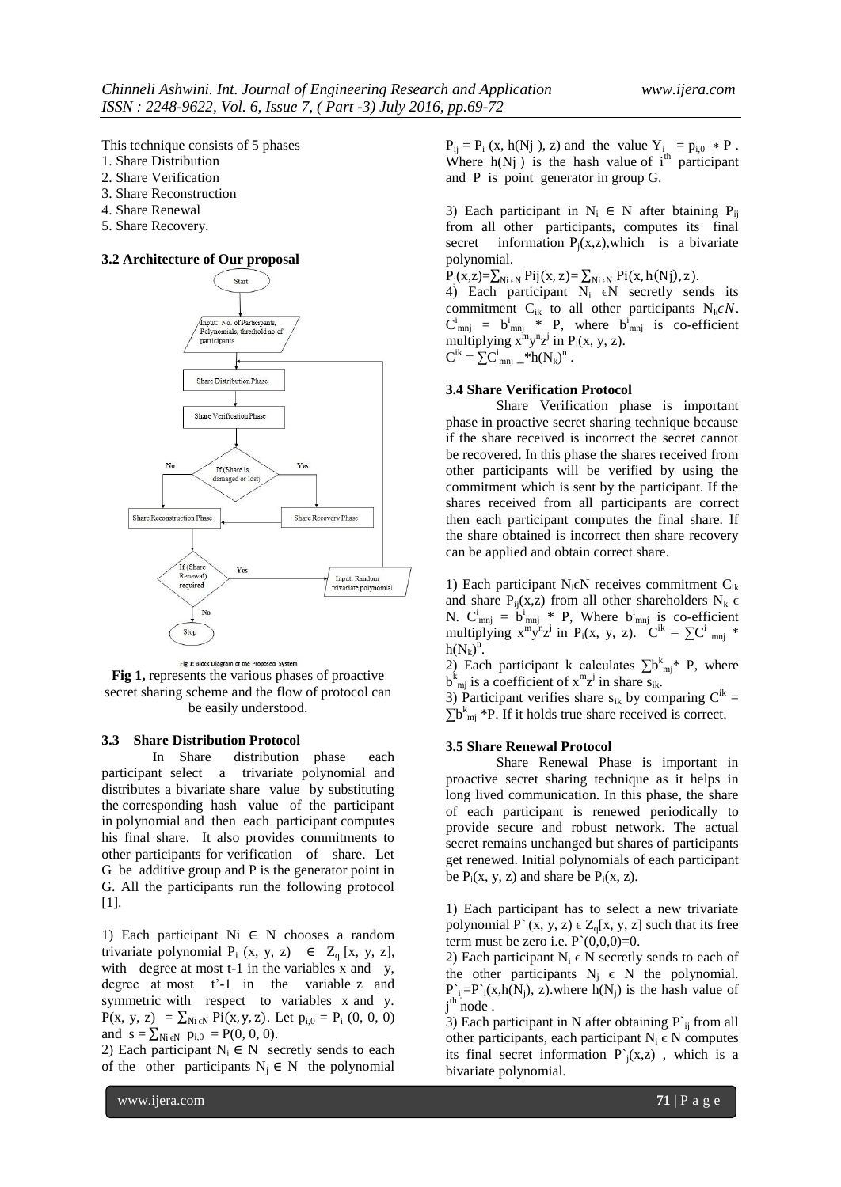This technique consists of 5 phases

1. Share Distribution
2. Share Verification
3. Share Reconstruction
4. Share Renewal
5. Share Recovery.

### 3.2 Architecture of Our proposal

Fig 1: Block Diagram of the Proposed System

**Fig 1,** represents the various phases of proactive secret sharing scheme and the flow of protocol can be easily understood.

### 3.3 Share Distribution Protocol

In Share distribution phase each participant select a trivariate polynomial and distributes a bivariate share value by substituting the corresponding hash value of the participant in polynomial and then each participant computes his final share. It also provides commitments to other participants for verification of share. Let G be additive group and P is the generator point in G. All the participants run the following protocol [1].

1) Each participant $N_i \in N$ chooses a random trivariate polynomial $P_i(x, y, z) \in Z_q[x, y, z]$, with degree at most t-1 in the variables x and y, degree at most t'-1 in the variable z and symmetric with respect to variables x and y. $P(x, y, z) = \sum_{Ni \in N} Pi(x, y, z)$. Let $p_{i,0} = P_i(0, 0, 0)$ and $s = \sum_{Ni \in N} p_{i,0} = P(0, 0, 0)$.

2) Each participant $N_i \in N$ secretly sends to each of the other participants $N_j \in N$ the polynomial $P_{ij} = P_i(x, h(Nj), z)$ and the value $Y_i = p_{i,0} * P$. Where $h(Nj)$ is the hash value of $i^{th}$ participant and P is point generator in group G.

3) Each participant in $N_i \in N$ after btaining $P_{ij}$ from all other participants, computes its final secret information $P_j(x,z)$, which is a bivariate polynomial.

$P_j(x,z)=\sum_{Ni \in N} Pij(x, z)= \sum_{Ni \in N} Pi(x, h(Nj), z)$.

4) Each participant $N_i \in N$ secretly sends its commitment $C_{ik}$ to all other participants $N_k \epsilon N$. $C^i_{mnj} = b^i_{mnj} * P$, where $b^i_{mnj}$ is co-efficient multiplying $x^m y^n z^j$ in $P_i(x, y, z)$.

$C^{ik} = \sum C^i_{mnj} * h(N_k)^n$.

### 3.4 Share Verification Protocol

Share Verification phase is important phase in proactive secret sharing technique because if the share received is incorrect the secret cannot be recovered. In this phase the shares received from other participants will be verified by using the commitment which is sent by the participant. If the shares received from all participants are correct then each participant computes the final share. If the share obtained is incorrect then share recovery can be applied and obtain correct share.

1) Each participant $N_i \epsilon N$ receives commitment $C_{ik}$ and share $P_{ij}(x,z)$ from all other shareholders $N_k \epsilon N$. $C^i_{mnj} = b^i_{mnj} * P$, Where $b^i_{mnj}$ is co-efficient multiplying $x^m y^n z^j$ in $P_i(x, y, z)$. $C^{ik} = \sum C^i_{mnj} * h(N_k)^n$.

2) Each participant k calculates $\sum b^k_{mj} * P$, where $b^k_{mj}$ is a coefficient of $x^m z^j$ in share $s_{ik}$.

3) Participant verifies share $s_{ik}$ by comparing $C^{ik} = \sum b^k_{mj} * P$. If it holds true share received is correct.

### 3.5 Share Renewal Protocol

Share Renewal Phase is important in proactive secret sharing technique as it helps in long lived communication. In this phase, the share of each participant is renewed periodically to provide secure and robust network. The actual secret remains unchanged but shares of participants get renewed. Initial polynomials of each participant be $P_i(x, y, z)$ and share be $P_i(x, z)$.

1) Each participant has to select a new trivariate polynomial $P`_i(x, y, z) \epsilon Z_q[x, y, z]$ such that its free term must be zero i.e. $P`(0,0,0)=0$.

2) Each participant $N_i \epsilon N$ secretly sends to each of the other participants $N_j \epsilon N$ the polynomial. $P`_{ij}=P`_i(x,h(N_j), z)$.where $h(N_j)$ is the hash value of $j^{th}$ node .

3) Each participant in N after obtaining $P`_{ij}$ from all other participants, each participant $N_i \epsilon N$ computes its final secret information $P`_j(x,z)$ , which is a bivariate polynomial.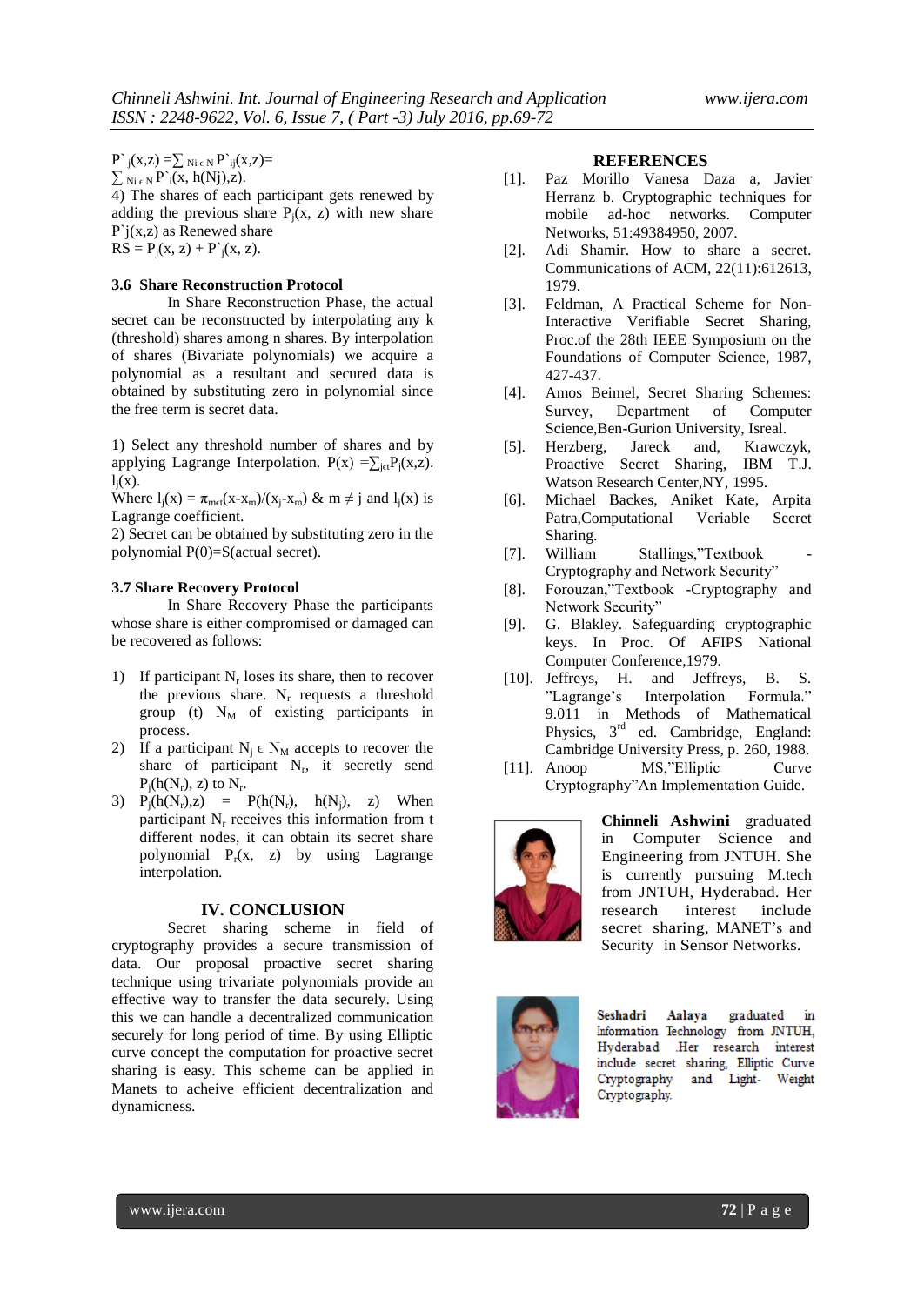$P`_j(x,z) = \sum_{N_i \in N} P`_{ij}(x,z) = \sum_{N_i \in N} P`_i(x, h(Nj),z)$.

4) The shares of each participant gets renewed by adding the previous share $P_j(x, z)$ with new share $P`j(x,z)$ as Renewed share

$RS = P_j(x, z) + P`_j(x, z)$.

### 3.6 Share Reconstruction Protocol

In Share Reconstruction Phase, the actual secret can be reconstructed by interpolating any k (threshold) shares among n shares. By interpolation of shares (Bivariate polynomials) we acquire a polynomial as a resultant and secured data is obtained by substituting zero in polynomial since the free term is secret data.

1) Select any threshold number of shares and by applying Lagrange Interpolation. $P(x) = \sum_{j \in t} P_j(x,z). l_j(x)$.

Where $l_j(x) = \pi_{m \in t}(x-x_m)/(x_j-x_m)$ & $m \neq j$ and $l_j(x)$ is Lagrange coefficient.

2) Secret can be obtained by substituting zero in the polynomial P(0)=S(actual secret).

### 3.7 Share Recovery Protocol

In Share Recovery Phase the participants whose share is either compromised or damaged can be recovered as follows:

1) If participant $N_r$ loses its share, then to recover the previous share. $N_r$ requests a threshold group (t) $N_M$ of existing participants in process.
2) If a participant $N_j \in N_M$ accepts to recover the share of participant $N_r$, it secretly send $P_j(h(N_r), z)$ to $N_r$.
3) $P_j(h(N_r),z) = P(h(N_r), h(N_j), z)$ When participant $N_r$ receives this information from t different nodes, it can obtain its secret share polynomial $P_r(x, z)$ by using Lagrange interpolation.

## IV. CONCLUSION

Secret sharing scheme in field of cryptography provides a secure transmission of data. Our proposal proactive secret sharing technique using trivariate polynomials provide an effective way to transfer the data securely. Using this we can handle a decentralized communication securely for long period of time. By using Elliptic curve concept the computation for proactive secret sharing is easy. This scheme can be applied in Manets to acheive efficient decentralization and dynamicness.

## REFERENCES

[1]. Paz Morillo Vanesa Daza a, Javier Herranz b. Cryptographic techniques for mobile ad-hoc networks. Computer Networks, 51:49384950, 2007.

[2]. Adi Shamir. How to share a secret. Communications of ACM, 22(11):612613, 1979.

[3]. Feldman, A Practical Scheme for Non-Interactive Verifiable Secret Sharing, Proc.of the 28th IEEE Symposium on the Foundations of Computer Science, 1987, 427-437.

[4]. Amos Beimel, Secret Sharing Schemes: Survey, Department of Computer Science,Ben-Gurion University, Isreal.

[5]. Herzberg, Jareck and, Krawczyk, Proactive Secret Sharing, IBM T.J. Watson Research Center,NY, 1995.

[6]. Michael Backes, Aniket Kate, Arpita Patra,Computational Veriable Secret Sharing.

[7]. William Stallings,"Textbook - Cryptography and Network Security"

[8]. Forouzan,"Textbook -Cryptography and Network Security"

[9]. G. Blakley. Safeguarding cryptographic keys. In Proc. Of AFIPS National Computer Conference,1979.

[10]. Jeffreys, H. and Jeffreys, B. S. "Lagrange's Interpolation Formula." 9.011 in Methods of Mathematical Physics, 3rd ed. Cambridge, England: Cambridge University Press, p. 260, 1988.

[11]. Anoop MS,"Elliptic Curve Cryptography"An Implementation Guide.

**Chinneli Ashwini** graduated in Computer Science and Engineering from JNTUH. She is currently pursuing M.tech from JNTUH, Hyderabad. Her research interest include secret sharing, MANET's and Security in Sensor Networks.

**Seshadri Aalaya** graduated in Information Technology from JNTUH, Hyderabad .Her research interest include secret sharing, Elliptic Curve Cryptography and Light- Weight Cryptography.